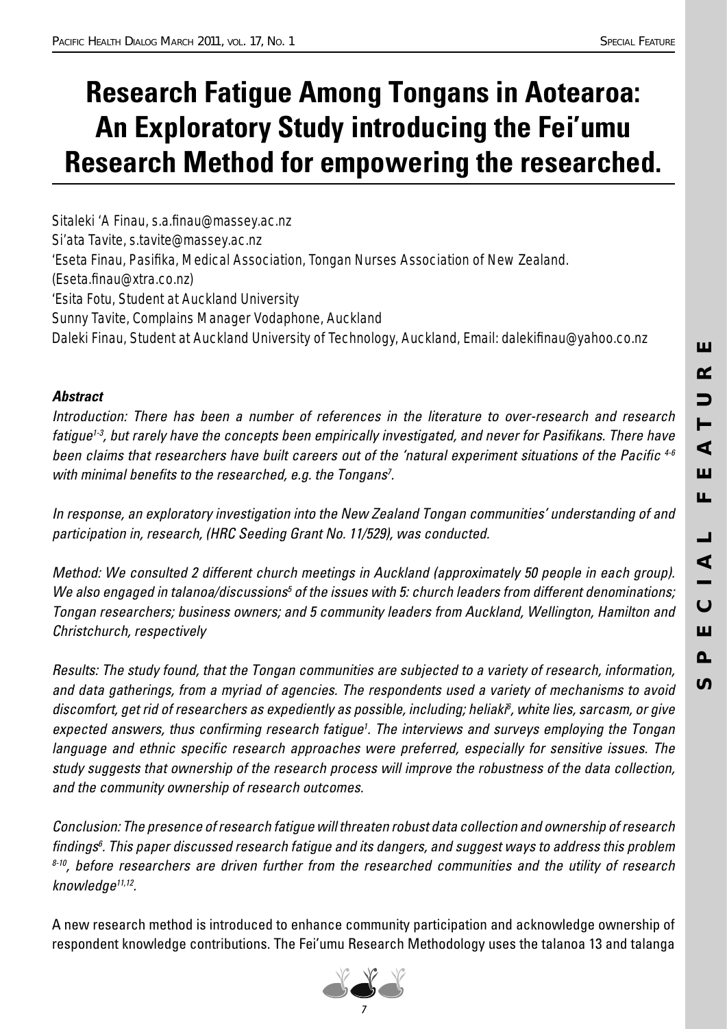# Research Fatigue Among Tongans in Aotearoa: An Exploratory Study introducing the Fei'umu Research Method for empowering the researched.

Sitaleki 'A Finau, s.a.finau@massey.ac.nz
Si'ata Tavite, s.tavite@massey.ac.nz
'Eseta Finau, Pasifika, Medical Association, Tongan Nurses Association of New Zealand. (Eseta.finau@xtra.co.nz)
'Esita Fotu, Student at Auckland University
Sunny Tavite, Complains Manager Vodaphone, Auckland
Daleki Finau, Student at Auckland University of Technology, Auckland, Email: dalekifinau@yahoo.co.nz

### *Abstract*

*Introduction: There has been a number of references in the literature to over-research and research fatigue[1-3], but rarely have the concepts been empirically investigated, and never for Pasifikans. There have been claims that researchers have built careers out of the 'natural experiment situations of the Pacific [4-6] with minimal benefits to the researched, e.g. the Tongans[7].*

*In response, an exploratory investigation into the New Zealand Tongan communities' understanding of and participation in, research, (HRC Seeding Grant No. 11/529), was conducted.*

*Method: We consulted 2 different church meetings in Auckland (approximately 50 people in each group). We also engaged in talanoa/discussions[5] of the issues with 5: church leaders from different denominations; Tongan researchers; business owners; and 5 community leaders from Auckland, Wellington, Hamilton and Christchurch, respectively*

*Results: The study found, that the Tongan communities are subjected to a variety of research, information, and data gatherings, from a myriad of agencies. The respondents used a variety of mechanisms to avoid discomfort, get rid of researchers as expediently as possible, including; heliaki[6], white lies, sarcasm, or give expected answers, thus confirming research fatigue[1]. The interviews and surveys employing the Tongan language and ethnic specific research approaches were preferred, especially for sensitive issues. The study suggests that ownership of the research process will improve the robustness of the data collection, and the community ownership of research outcomes.*

*Conclusion: The presence of research fatigue will threaten robust data collection and ownership of research findings[6]. This paper discussed research fatigue and its dangers, and suggest ways to address this problem [8-10], before researchers are driven further from the researched communities and the utility of research knowledge[11,12].*

A new research method is introduced to enhance community participation and acknowledge ownership of respondent knowledge contributions. The Fei'umu Research Methodology uses the talanoa 13 and talanga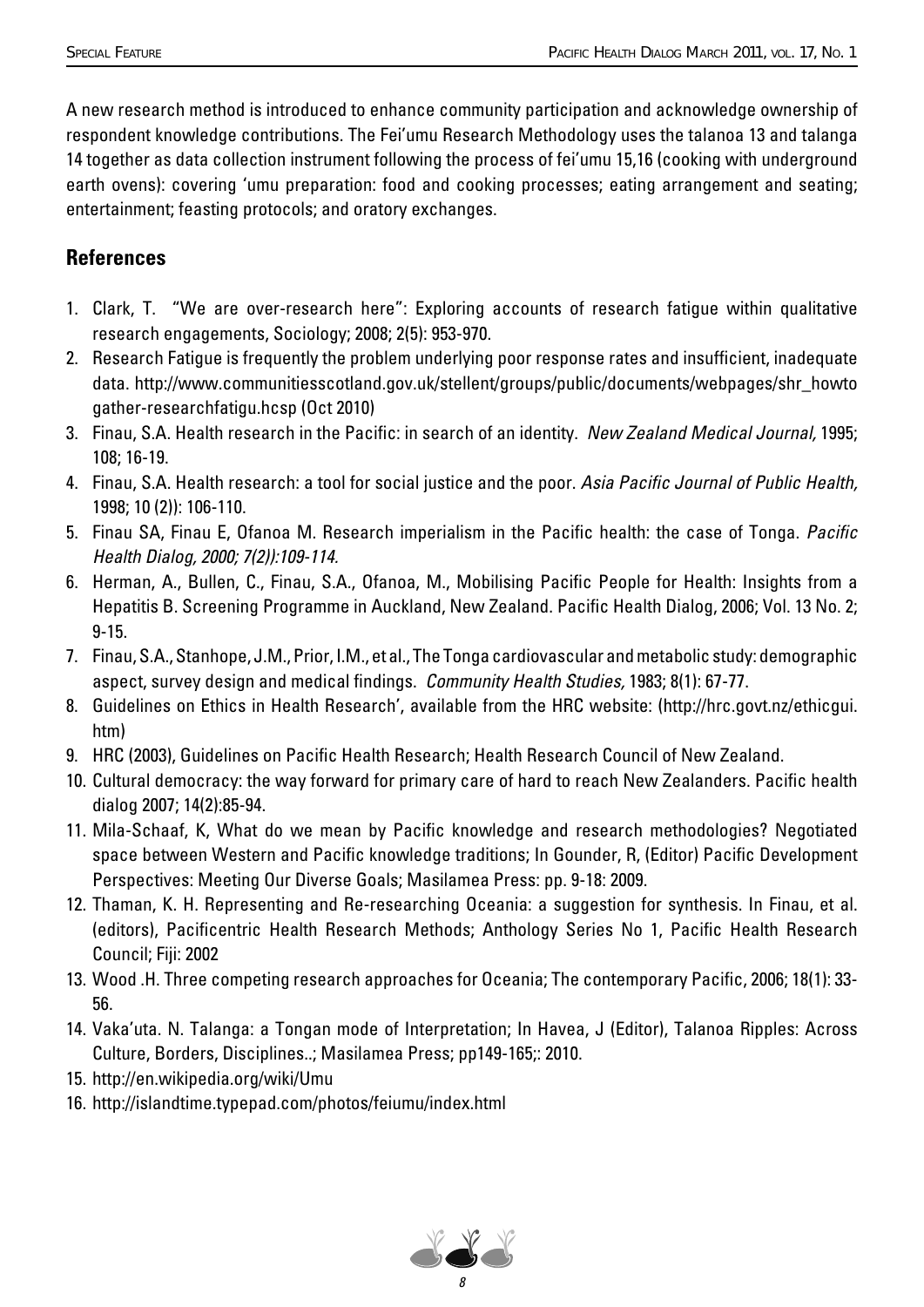A new research method is introduced to enhance community participation and acknowledge ownership of respondent knowledge contributions. The Fei'umu Research Methodology uses the talanoa 13 and talanga 14 together as data collection instrument following the process of fei'umu 15,16 (cooking with underground earth ovens): covering 'umu preparation: food and cooking processes; eating arrangement and seating; entertainment; feasting protocols; and oratory exchanges.

## References

1. Clark, T. "We are over-research here": Exploring accounts of research fatigue within qualitative research engagements, Sociology; 2008; 2(5): 953-970.
2. Research Fatigue is frequently the problem underlying poor response rates and insufficient, inadequate data. http://www.communitiesscotland.gov.uk/stellent/groups/public/documents/webpages/shr_howtogather-researchfatigu.hcsp (Oct 2010)
3. Finau, S.A. Health research in the Pacific: in search of an identity. *New Zealand Medical Journal,* 1995; 108; 16-19.
4. Finau, S.A. Health research: a tool for social justice and the poor. *Asia Pacific Journal of Public Health,* 1998; 10 (2)): 106-110.
5. Finau SA, Finau E, Ofanoa M. Research imperialism in the Pacific health: the case of Tonga. *Pacific Health Dialog, 2000; 7(2)):109-114.*
6. Herman, A., Bullen, C., Finau, S.A., Ofanoa, M., Mobilising Pacific People for Health: Insights from a Hepatitis B. Screening Programme in Auckland, New Zealand. Pacific Health Dialog, 2006; Vol. 13 No. 2; 9-15.
7. Finau, S.A., Stanhope, J.M., Prior, I.M., et al., The Tonga cardiovascular and metabolic study: demographic aspect, survey design and medical findings. *Community Health Studies,* 1983; 8(1): 67-77.
8. Guidelines on Ethics in Health Research', available from the HRC website: (http://hrc.govt.nz/ethicgui.htm)
9. HRC (2003), Guidelines on Pacific Health Research; Health Research Council of New Zealand.
10. Cultural democracy: the way forward for primary care of hard to reach New Zealanders. Pacific health dialog 2007; 14(2):85-94.
11. Mila-Schaaf, K, What do we mean by Pacific knowledge and research methodologies? Negotiated space between Western and Pacific knowledge traditions; In Gounder, R, (Editor) Pacific Development Perspectives: Meeting Our Diverse Goals; Masilamea Press: pp. 9-18: 2009.
12. Thaman, K. H. Representing and Re-researching Oceania: a suggestion for synthesis. In Finau, et al. (editors), Pacificentric Health Research Methods; Anthology Series No 1, Pacific Health Research Council; Fiji: 2002
13. Wood .H. Three competing research approaches for Oceania; The contemporary Pacific, 2006; 18(1): 33-56.
14. Vaka'uta. N. Talanga: a Tongan mode of Interpretation; In Havea, J (Editor), Talanoa Ripples: Across Culture, Borders, Disciplines..; Masilamea Press; pp149-165;: 2010.
15. http://en.wikipedia.org/wiki/Umu
16. http://islandtime.typepad.com/photos/feiumu/index.html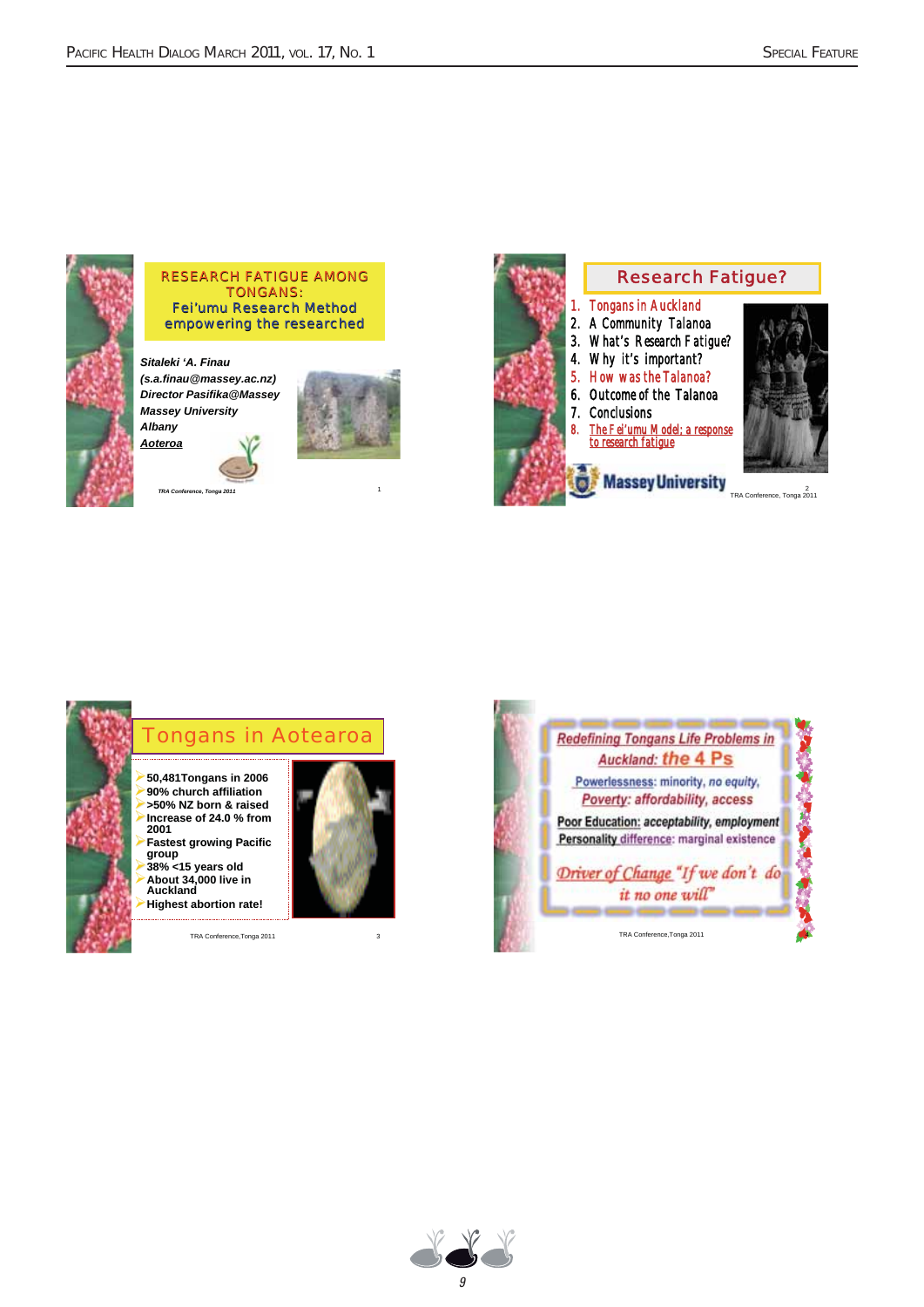## RESEARCH FATIGUE AMONG TONGANS:

Fei'umu Research Method empowering the researched

*Sitaleki 'A. Finau*
*(s.a.finau@massey.ac.nz)*
*Director Pasifika@Massey*
*Massey University*
*Albany*
*Aoteroa*

TRA Conference, Tonga 2011

## Research Fatigue?

1. Tongans in Auckland
2. A Community Talanoa
3. What's Research Fatigue?
4. Why it's important?
5. How was the Talanoa?
6. Outcome of the Talanoa
7. Conclusions
8. The Fei'umu Model; a response to research fatigue

Massey University

TRA Conference, Tonga 2011

## Tongans in Aotearoa

- 50,481Tongans in 2006
- 90% church affiliation
- >50% NZ born & raised
- Increase of 24.0 % from 2001
- Fastest growing Pacific group
- 38% <15 years old
- About 34,000 live in Auckland
- Highest abortion rate!

TRA Conference,Tonga 2011

## Redefining Tongans Life Problems in Auckland: the 4 Ps

Powerlessness: minority, no equity,
Poverty: affordability, access
Poor Education: acceptability, employment
Personality difference: marginal existence

Driver of Change "If we don't do it no one will"

TRA Conference,Tonga 2011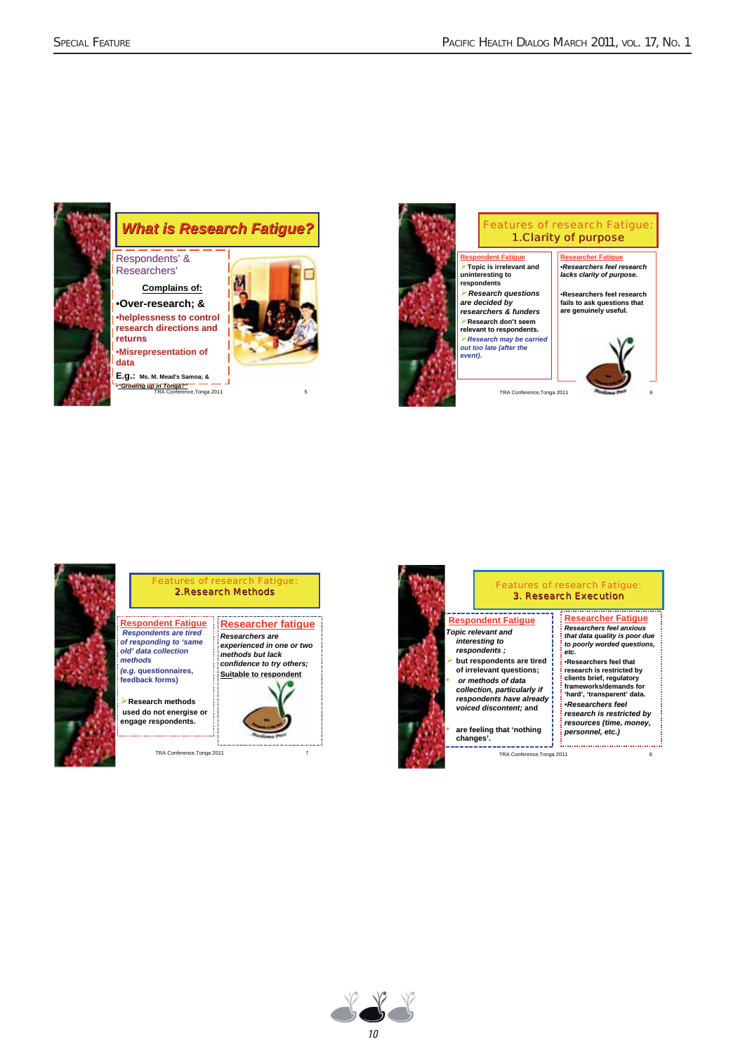## What is Research Fatigue?

Respondents' & Researchers'

**Complains of:**

- **Over-research; &**
- **helplessness to control research directions and returns**
- **Misrepresentation of data**

**E.g.:** Ms. M. Mead's Samoa; & *"Growing up in Tonga?"*

TRA Conference,Tonga 2011 5

## Features of research Fatigue: 1.Clarity of purpose

**Respondent Fatigue**

- Topic is irrelevant and uninteresting to respondents
- *Research questions are decided by researchers & funders*
- Research don't seem relevant to respondents.
- *Research may be carried out too late (after the event).*

**Researcher Fatigue**

- *Researchers feel research lacks clarity of purpose.*
- Researchers feel research fails to ask questions that are genuinely useful.

TRA Conference,Tonga 2011 6

## Features of research Fatigue: 2.Research Methods

**Respondent Fatigue**

*Respondents are tired of responding to 'same old' data collection methods*

*(e.g. questionnaires, feedback forms)*

- Research methods used do not energise or engage respondents.

**Researcher fatigue**

*Researchers are experienced in one or two methods but lack confidence to try others;* Suitable to respondent

TRA Conference,Tonga 2011 7

## Features of research Fatigue: 3. Research Execution

**Respondent Fatigue**

*Topic relevant and interesting to respondents ;*

- but respondents are tired of irrelevant questions;
- *or methods of data collection, particularly if respondents have already voiced discontent;* and
- are feeling that 'nothing changes'.

**Researcher Fatigue**

*Researchers feel anxious that data quality is poor due to poorly worded questions, etc.*

- Researchers feel that research is restricted by clients brief, regulatory frameworks/demands for 'hard', 'transparent' data.
- *Researchers feel research is restricted by resources (time, money, personnel, etc.)*

TRA Conference,Tonga 2011 8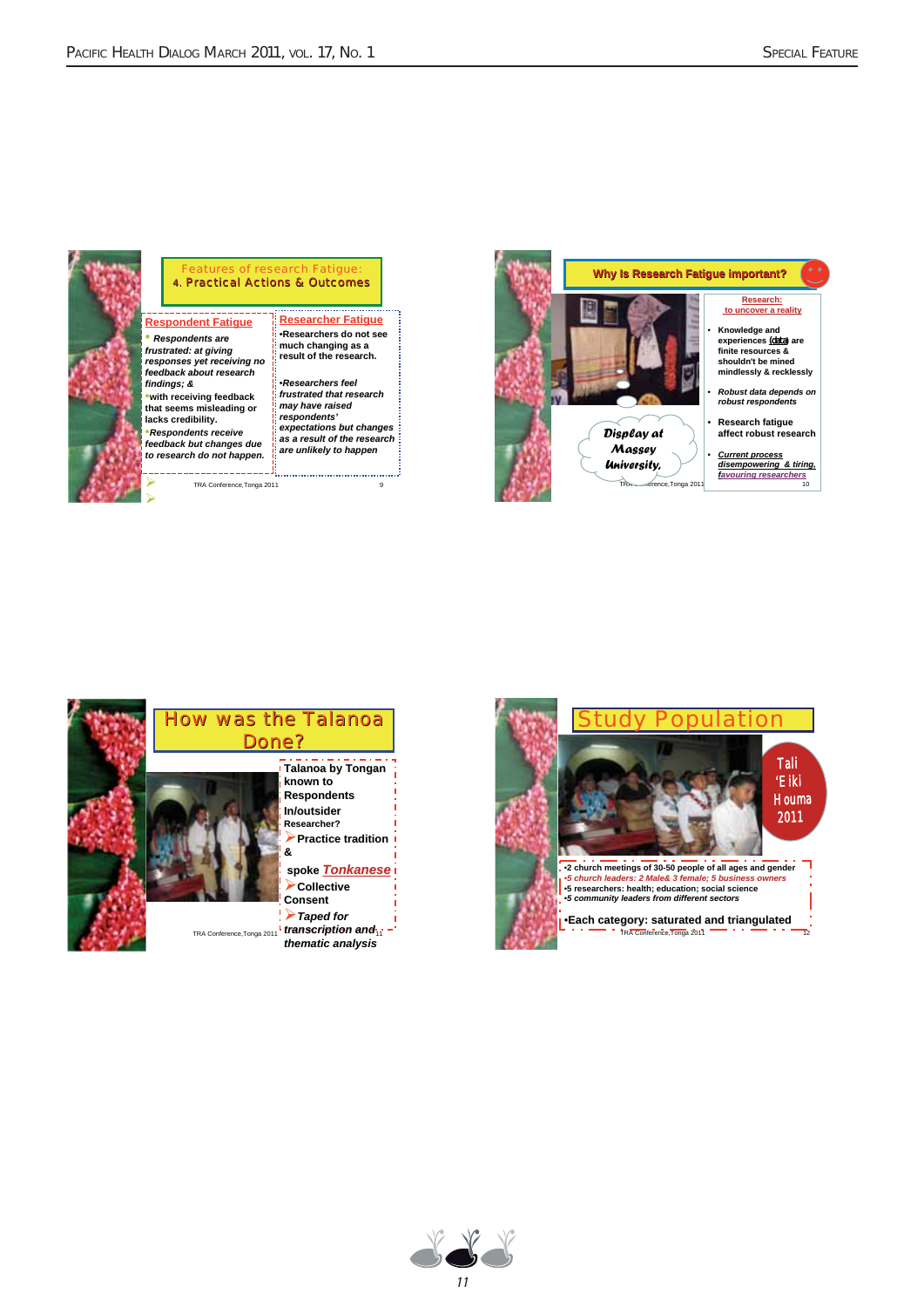## Features of research Fatigue:
### 4. Practical Actions & Outcomes

**Respondent Fatigue**

- *Respondents are frustrated: at giving responses yet receiving no feedback about research findings; &*
- with receiving feedback that seems misleading or lacks credibility.
- *Respondents receive feedback but changes due to research do not happen.*

**Researcher Fatigue**

- Researchers do not see much changing as a result of the research.
- *Researchers feel frustrated that research may have raised respondents' expectations but changes as a result of the research are unlikely to happen*

TRA Conference,Tonga 2011 9

## Why Is Research Fatigue important?

Display at Massey University,

**Research: to uncover a reality**

- Knowledge and experiences (data) are finite resources & shouldn't be mined mindlessly & recklessly
- *Robust data depends on robust respondents*
- Research fatigue affect robust research
- *Current process disempowering & tiring, favouring researchers*

TRA Conference,Tonga 2011 10

## How was the Talanoa Done?

**Talanoa by Tongan known to Respondents**

**In/outsider Researcher?**

- **Practice tradition &**

**spoke *Tonkanese***

- **Collective Consent**
- ***Taped for transcription and thematic analysis***

TRA Conference,Tonga 2011 11

## Study Population

Tali 'E iki H ouma 2011

- 2 church meetings of 30-50 people of all ages and gender
- *5 church leaders: 2 Male& 3 female; 5 business owners*
- 5 researchers: health; education; social science
- *5 community leaders from different sectors*

- **Each category: saturated and triangulated**

TRA Conference,Tonga 2011 12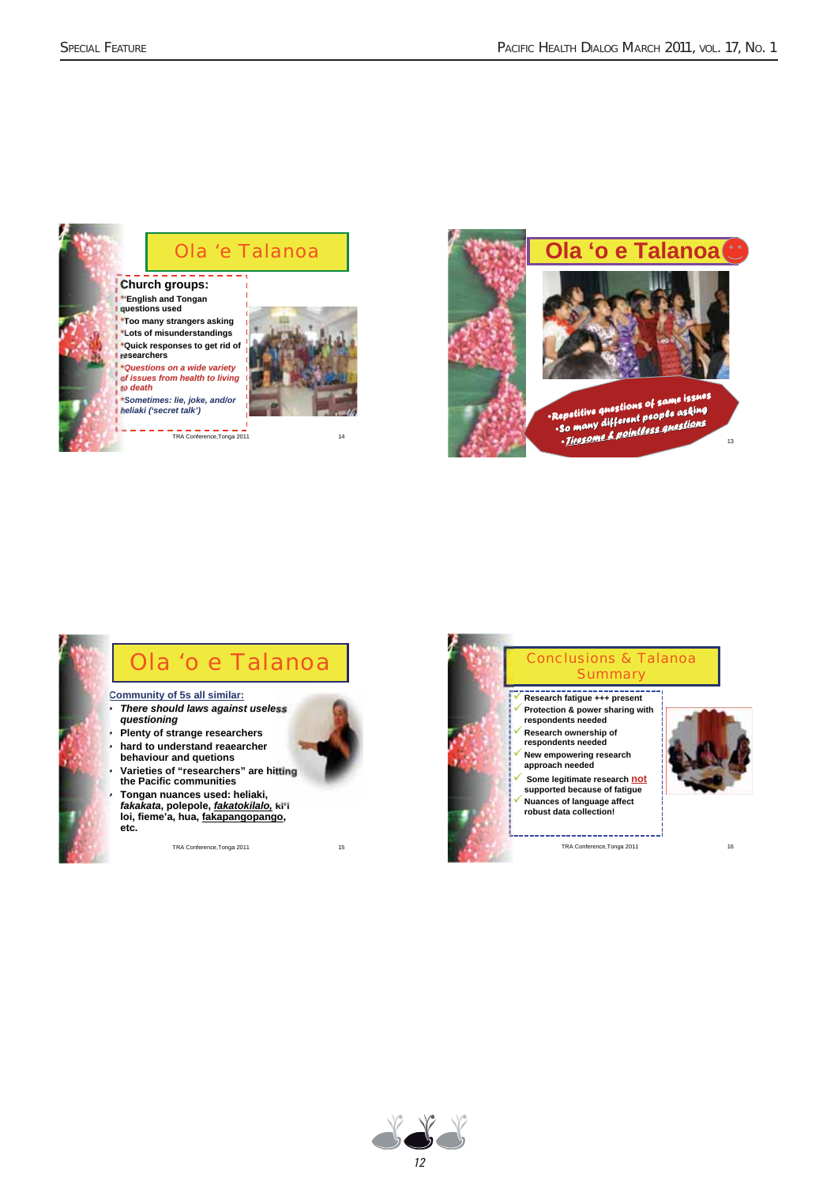## Ola 'e Talanoa

**Church groups:**

- **English and Tongan questions used**
- **Too many strangers asking**
- **Lots of misunderstandings**
- **Quick responses to get rid of researchers**
- ***Questions on a wide variety of issues from health to living to death***
- ***Sometimes: lie, joke, and/or heliaki ('secret talk')***

TRA Conference,Tonga 2011

## Ola 'o e Talanoa

- Repetitive questions of same issues
- So many different people asking
- *Tiresome & pointless questions*

## Ola 'o e Talanoa

Community of 5s all similar:

- ***There should laws against useless questioning***
- **Plenty of strange researchers**
- **hard to understand reaearcher behaviour and quetions**
- **Varieties of "researchers" are hitting the Pacific communities**
- **Tongan nuances used: heliaki, *fakakata*, polepole, *fakatokilalo,* ki'i loi, fieme'a, hua, fakapangopango, etc.**

TRA Conference,Tonga 2011

## Conclusions & Talanoa Summary

- **Research fatigue +++ present**
- **Protection & power sharing with respondents needed**
- **Research ownership of respondents needed**
- **New empowering research approach needed**
- **Some legitimate research not supported because of fatigue**
- **Nuances of language affect robust data collection!**

TRA Conference,Tonga 2011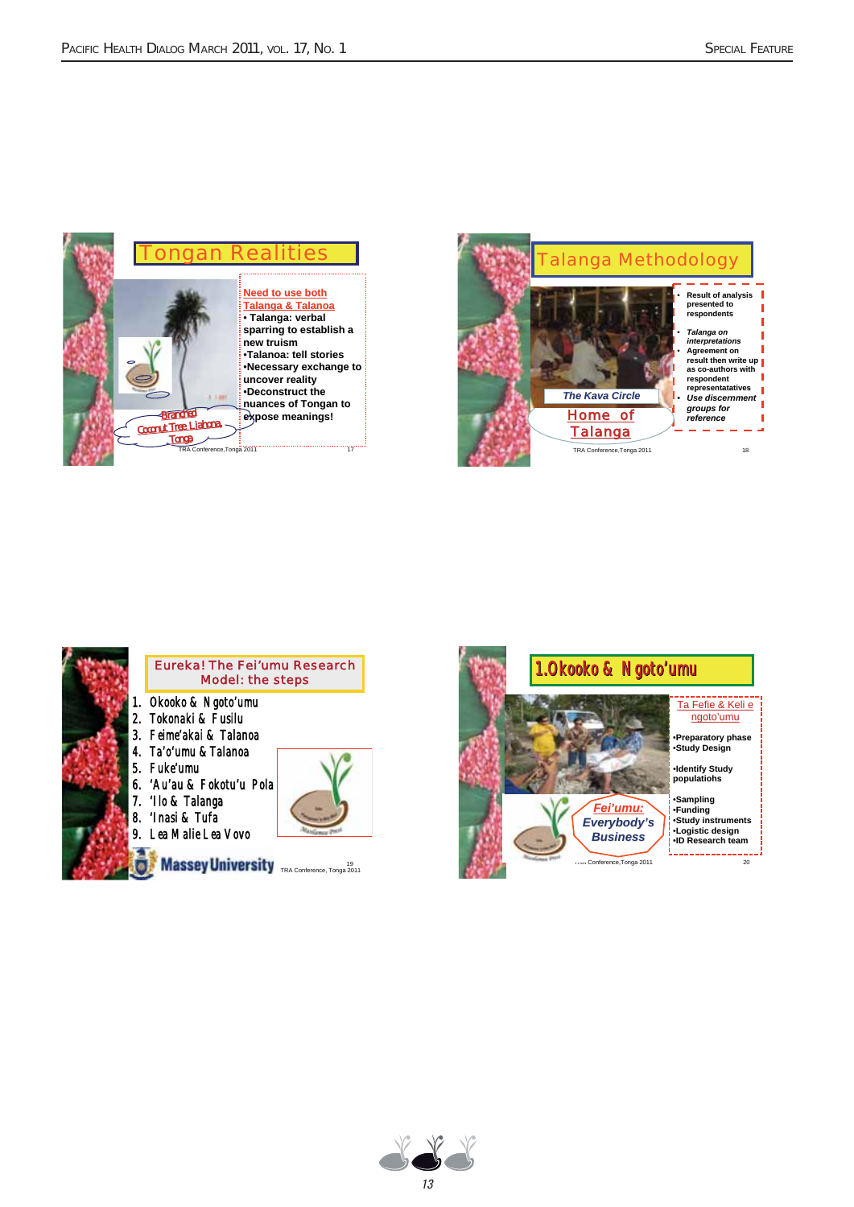## Tongan Realities

Need to use both Talanga & Talanoa

- Talanga: verbal sparring to establish a new truism
- Talanoa: tell stories
- Necessary exchange to uncover reality
- Deconstruct the nuances of Tongan to expose meanings!

Branched Coconut Tree Liahona, Tonga

TRA Conference,Tonga 2011 17

## Talanga Methodology

The Kava Circle

Home of Talanga

- Result of analysis presented to respondents
- *Talanga on interpretations*
- Agreement on result then write up as co-authors with respondent representatatives
- *Use discernment groups for reference*

TRA Conference,Tonga 2011 18

## Eureka! The Fei'umu Research Model: the steps

1. Okooko & Ngoto'umu
2. Tokonaki & Fusilu
3. Feime'akai & Talanoa
4. Ta'o'umu & Talanoa
5. Fuke'umu
6. 'Au'au & Fokotu'u Pola
7. 'Ilo & Talanga
8. 'Inasi & Tufa
9. Lea Malie Lea Vovo

Massey University

19 TRA Conference, Tonga 2011

## 1. Okooko & Ngoto'umu

Ta Fefie & Keli e ngoto'umu

- Preparatory phase
- Study Design
- Identify Study populatiohs
- Sampling
- Funding
- Study instruments
- Logistic design
- ID Research team

*Fei'umu: Everybody's Business*

TRA Conference,Tonga 2011 20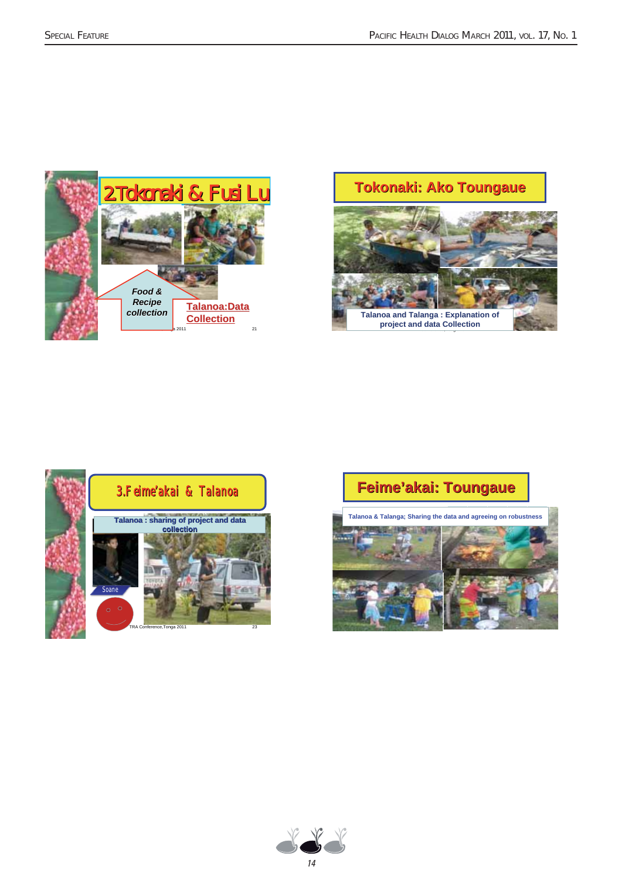**2.Tokonaki & Fusi Lu**

*Food & Recipe collection*

Talanoa:Data Collection

**Tokonaki: Ako Toungaue**

Talanoa and Talanga : Explanation of project and data Collection

**3.Feime'akai & Talanoa**

Talanoa : sharing of project and data collection

Soane

TRA Conference,Tonga 2011

**Feime'akai: Toungaue**

Talanoa & Talanga; Sharing the data and agreeing on robustness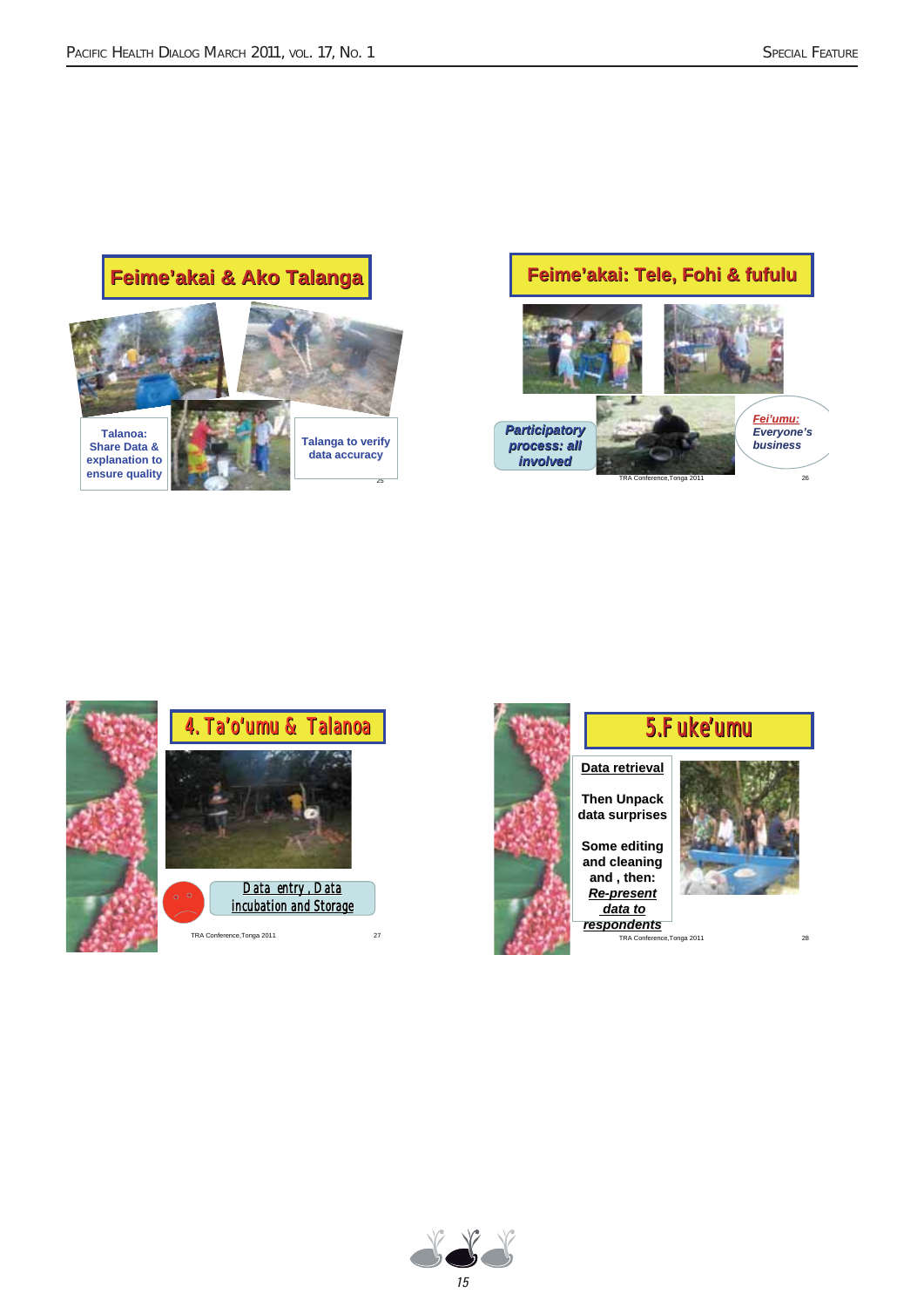## Feime'akai & Ako Talanga

Talanoa: Share Data & explanation to ensure quality

Talanga to verify data accuracy

## Feime'akai: Tele, Fohi & fufulu

Participatory process: all involved

*Fei'umu: Everyone's business*

TRA Conference,Tonga 2011

## 4. Ta'o'umu & Talanoa

Data entry, Data incubation and Storage

TRA Conference,Tonga 2011

## 5.F uke'umu

**Data retrieval**

**Then Unpack data surprises**

**Some editing and cleaning and , then: *Re-present data to respondents***

TRA Conference,Tonga 2011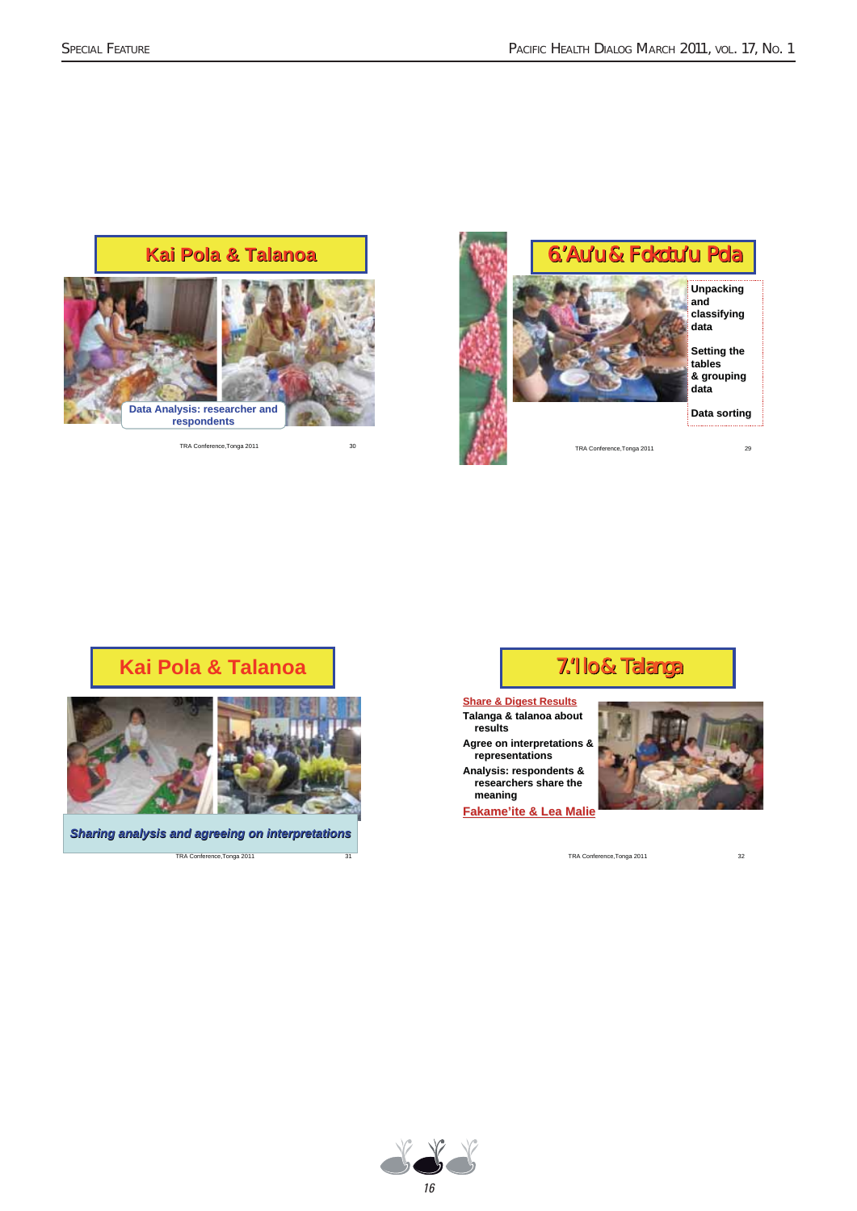## Kai Pola & Talanoa

Data Analysis: researcher and respondents

TRA Conference,Tonga 2011 30

## 6.'Au'u & Fokotu'u Pola

Unpacking and classifying data

Setting the tables & grouping data

Data sorting

TRA Conference,Tonga 2011 29

## Kai Pola & Talanoa

*Sharing analysis and agreeing on interpretations*

TRA Conference,Tonga 2011 31

## 7.'Ilo & Talanga

Share & Digest Results

- Talanga & talanoa about results
- Agree on interpretations & representations
- Analysis: respondents & researchers share the meaning

Fakame'ite & Lea Malie

TRA Conference,Tonga 2011 32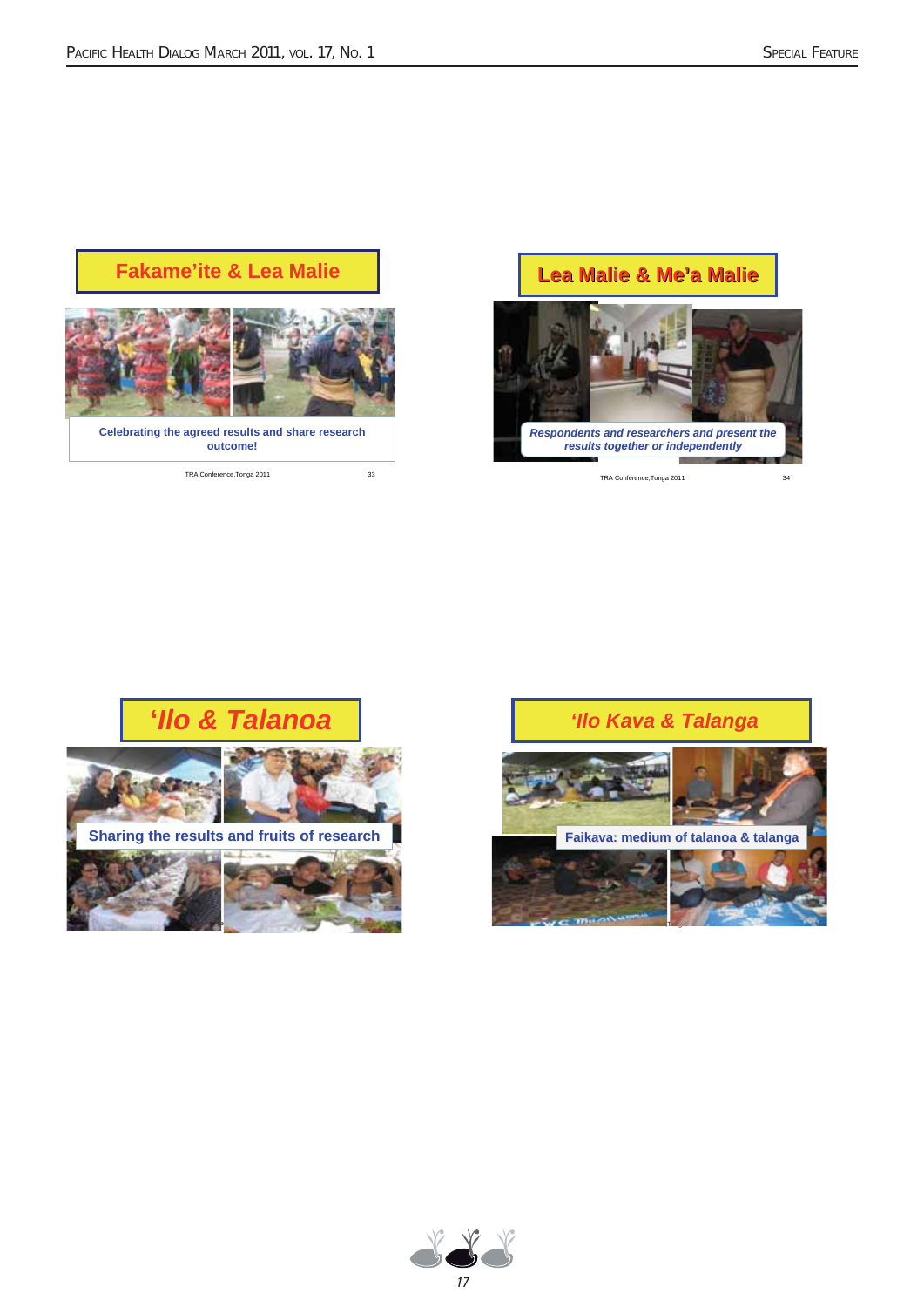## Fakame'ite & Lea Malie

Celebrating the agreed results and share research outcome!

TRA Conference,Tonga 2011 33

## Lea Malie & Me'a Malie

*Respondents and researchers and present the results together or independently*

TRA Conference,Tonga 2011 34

## *'Ilo & Talanoa*

Sharing the results and fruits of research

## *'Ilo Kava & Talanga*

Faikava: medium of talanoa & talanga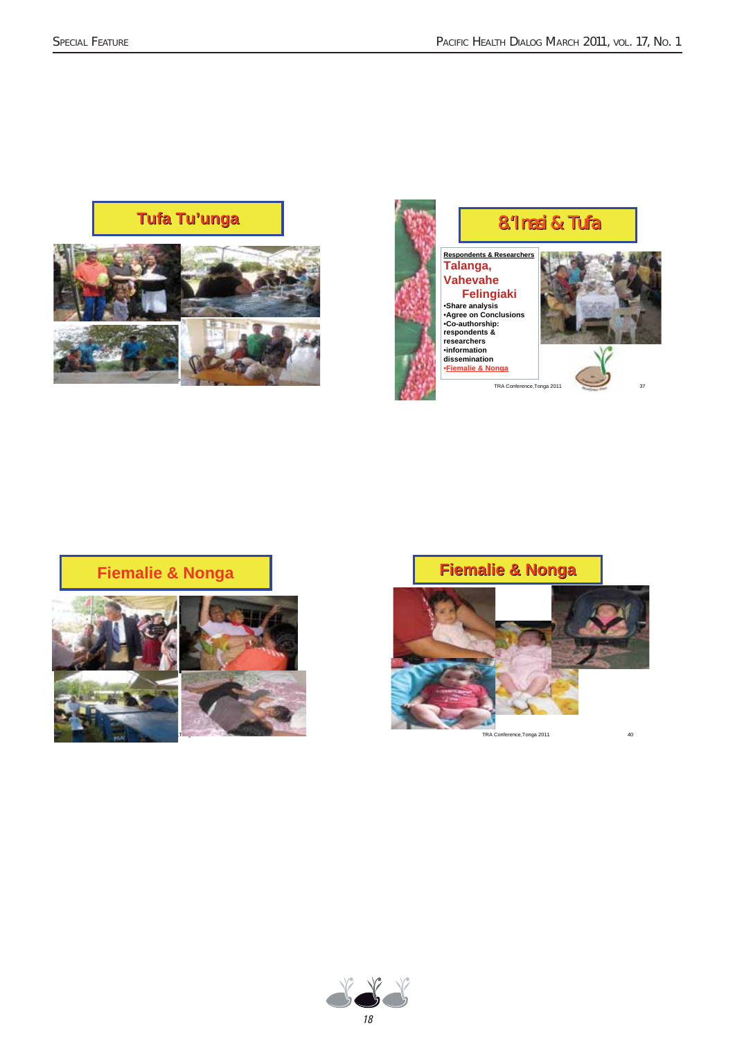Tufa Tu'unga

8.'Ilo Nasi & Tufa

Respondents & Researchers

Talanga, Vahevahe Felingiaki

- Share analysis
- Agree on Conclusions
- Co-authorship: respondents & researchers
- information dissemination
- Fiemalie & Nonga

TRA Conference,Tonga 2011

37

Fiemalie & Nonga

Fiemalie & Nonga

TRA Conference,Tonga 2011

40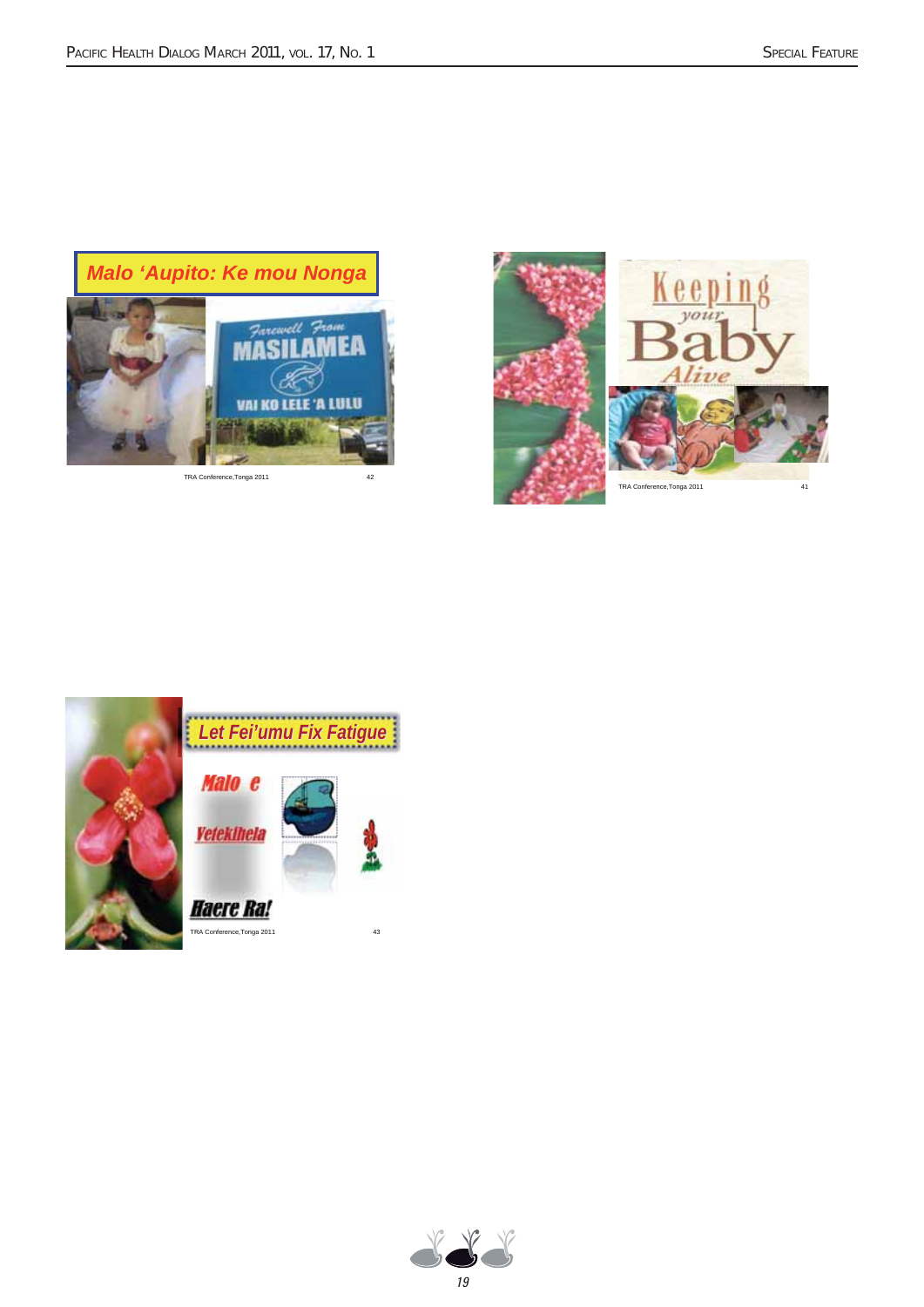**Malo 'Aupito: Ke mou Nonga**

Farewell From MASILAMEA

VAI KO LELE 'A LULU

TRA Conference,Tonga 2011 42

**Keeping your Baby Alive**

TRA Conference,Tonga 2011 41

**Let Fei'umu Fix Fatigue**

**Malo e**

**Vetekihela**

**Haere Ra!**

TRA Conference,Tonga 2011 43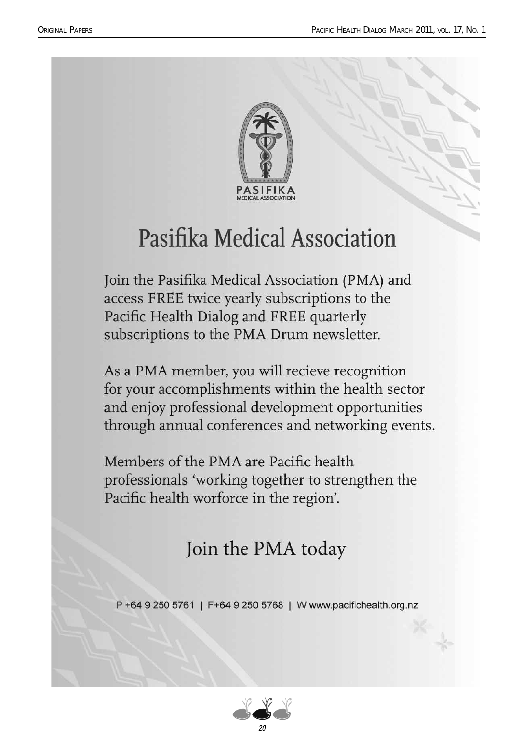PASIFIKA
MEDICAL ASSOCIATION

# Pasifika Medical Association

Join the Pasifika Medical Association (PMA) and access FREE twice yearly subscriptions to the Pacific Health Dialog and FREE quarterly subscriptions to the PMA Drum newsletter.

As a PMA member, you will recieve recognition for your accomplishments within the health sector and enjoy professional development opportunities through annual conferences and networking events.

Members of the PMA are Pacific health professionals 'working together to strengthen the Pacific health worforce in the region'.

## Join the PMA today

P +64 9 250 5761 | F+64 9 250 5768 | W www.pacifichealth.org.nz